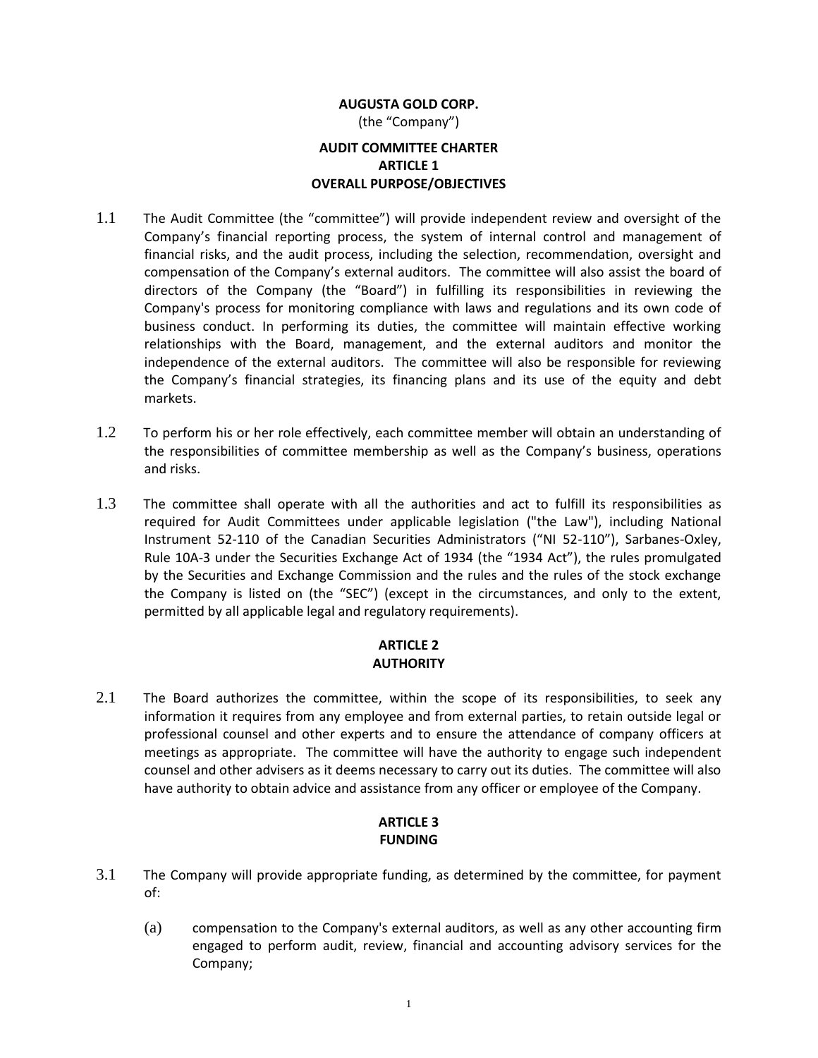**AUGUSTA GOLD CORP.**

(the "Company")

# AUDIT COMMITTEE CHARTER

## ARTICLE 1
## OVERALL PURPOSE/OBJECTIVES

1.1 The Audit Committee (the "committee") will provide independent review and oversight of the Company's financial reporting process, the system of internal control and management of financial risks, and the audit process, including the selection, recommendation, oversight and compensation of the Company's external auditors. The committee will also assist the board of directors of the Company (the "Board") in fulfilling its responsibilities in reviewing the Company's process for monitoring compliance with laws and regulations and its own code of business conduct. In performing its duties, the committee will maintain effective working relationships with the Board, management, and the external auditors and monitor the independence of the external auditors. The committee will also be responsible for reviewing the Company's financial strategies, its financing plans and its use of the equity and debt markets.

1.2 To perform his or her role effectively, each committee member will obtain an understanding of the responsibilities of committee membership as well as the Company's business, operations and risks.

1.3 The committee shall operate with all the authorities and act to fulfill its responsibilities as required for Audit Committees under applicable legislation ("the Law"), including National Instrument 52-110 of the Canadian Securities Administrators ("NI 52-110"), Sarbanes-Oxley, Rule 10A-3 under the Securities Exchange Act of 1934 (the "1934 Act"), the rules promulgated by the Securities and Exchange Commission and the rules and the rules of the stock exchange the Company is listed on (the "SEC") (except in the circumstances, and only to the extent, permitted by all applicable legal and regulatory requirements).

## ARTICLE 2
## AUTHORITY

2.1 The Board authorizes the committee, within the scope of its responsibilities, to seek any information it requires from any employee and from external parties, to retain outside legal or professional counsel and other experts and to ensure the attendance of company officers at meetings as appropriate. The committee will have the authority to engage such independent counsel and other advisers as it deems necessary to carry out its duties. The committee will also have authority to obtain advice and assistance from any officer or employee of the Company.

## ARTICLE 3
## FUNDING

3.1 The Company will provide appropriate funding, as determined by the committee, for payment of:

(a) compensation to the Company's external auditors, as well as any other accounting firm engaged to perform audit, review, financial and accounting advisory services for the Company;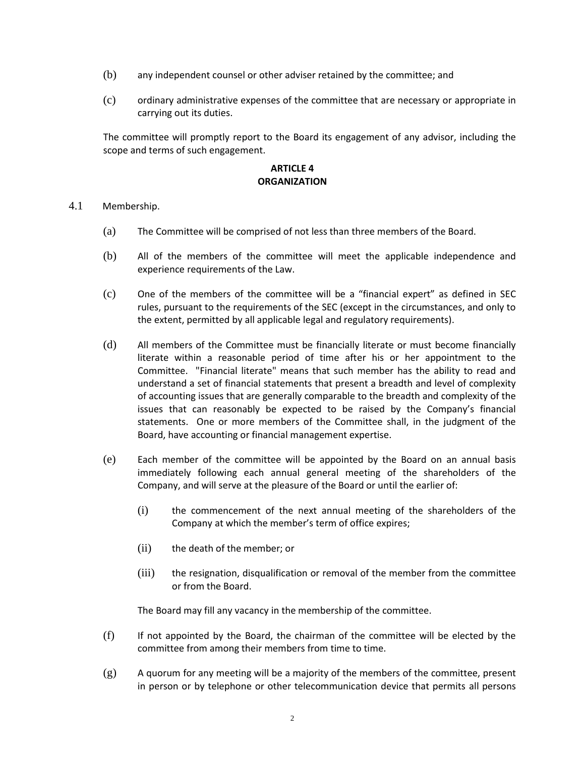(b) any independent counsel or other adviser retained by the committee; and

(c) ordinary administrative expenses of the committee that are necessary or appropriate in carrying out its duties.

The committee will promptly report to the Board its engagement of any advisor, including the scope and terms of such engagement.

## ARTICLE 4
## ORGANIZATION

4.1 Membership.

(a) The Committee will be comprised of not less than three members of the Board.

(b) All of the members of the committee will meet the applicable independence and experience requirements of the Law.

(c) One of the members of the committee will be a "financial expert" as defined in SEC rules, pursuant to the requirements of the SEC (except in the circumstances, and only to the extent, permitted by all applicable legal and regulatory requirements).

(d) All members of the Committee must be financially literate or must become financially literate within a reasonable period of time after his or her appointment to the Committee. "Financial literate" means that such member has the ability to read and understand a set of financial statements that present a breadth and level of complexity of accounting issues that are generally comparable to the breadth and complexity of the issues that can reasonably be expected to be raised by the Company's financial statements. One or more members of the Committee shall, in the judgment of the Board, have accounting or financial management expertise.

(e) Each member of the committee will be appointed by the Board on an annual basis immediately following each annual general meeting of the shareholders of the Company, and will serve at the pleasure of the Board or until the earlier of:

   (i) the commencement of the next annual meeting of the shareholders of the Company at which the member's term of office expires;

   (ii) the death of the member; or

   (iii) the resignation, disqualification or removal of the member from the committee or from the Board.

The Board may fill any vacancy in the membership of the committee.

(f) If not appointed by the Board, the chairman of the committee will be elected by the committee from among their members from time to time.

(g) A quorum for any meeting will be a majority of the members of the committee, present in person or by telephone or other telecommunication device that permits all persons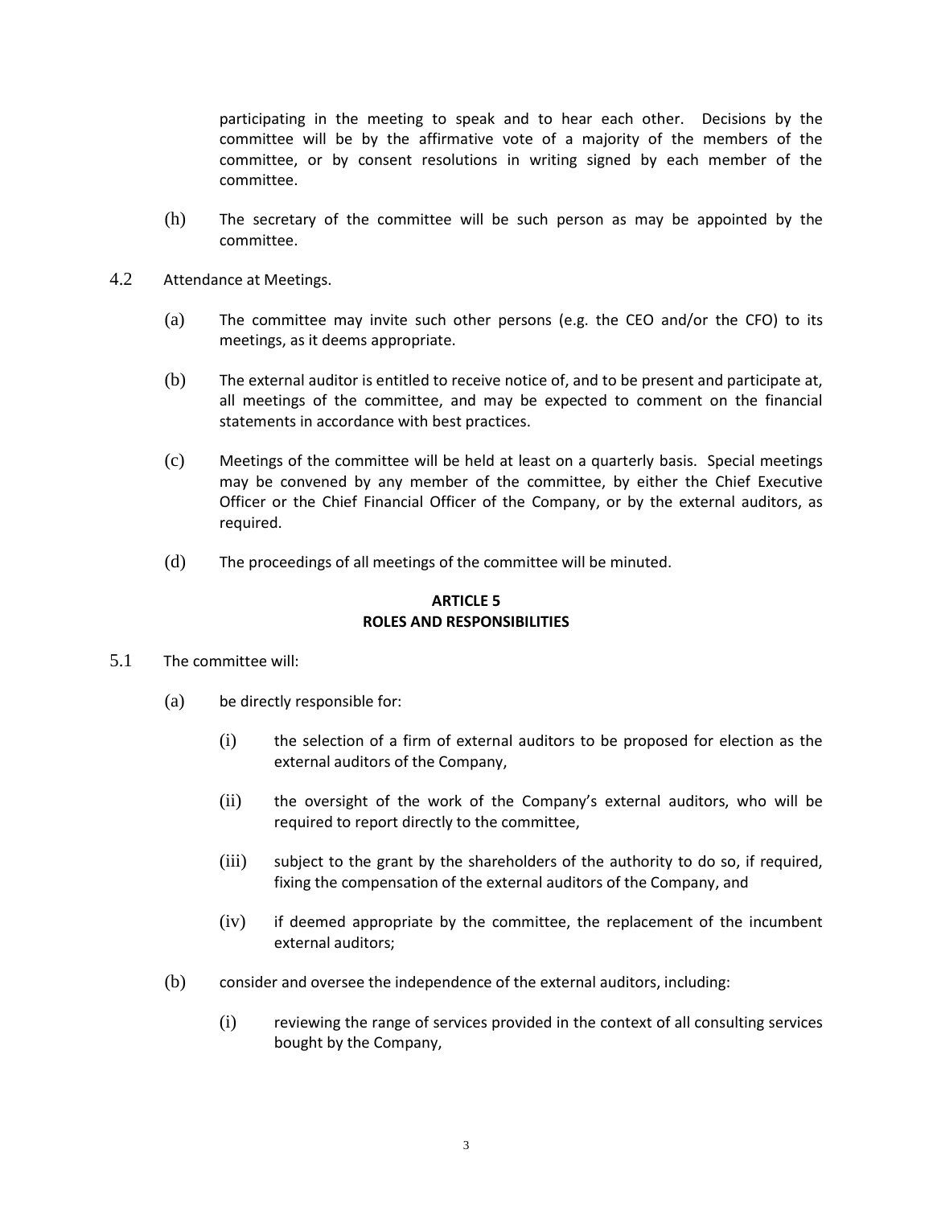participating in the meeting to speak and to hear each other. Decisions by the committee will be by the affirmative vote of a majority of the members of the committee, or by consent resolutions in writing signed by each member of the committee.

(h) The secretary of the committee will be such person as may be appointed by the committee.

4.2 Attendance at Meetings.

(a) The committee may invite such other persons (e.g. the CEO and/or the CFO) to its meetings, as it deems appropriate.

(b) The external auditor is entitled to receive notice of, and to be present and participate at, all meetings of the committee, and may be expected to comment on the financial statements in accordance with best practices.

(c) Meetings of the committee will be held at least on a quarterly basis. Special meetings may be convened by any member of the committee, by either the Chief Executive Officer or the Chief Financial Officer of the Company, or by the external auditors, as required.

(d) The proceedings of all meetings of the committee will be minuted.

## ARTICLE 5
## ROLES AND RESPONSIBILITIES

5.1 The committee will:

(a) be directly responsible for:

(i) the selection of a firm of external auditors to be proposed for election as the external auditors of the Company,

(ii) the oversight of the work of the Company's external auditors, who will be required to report directly to the committee,

(iii) subject to the grant by the shareholders of the authority to do so, if required, fixing the compensation of the external auditors of the Company, and

(iv) if deemed appropriate by the committee, the replacement of the incumbent external auditors;

(b) consider and oversee the independence of the external auditors, including:

(i) reviewing the range of services provided in the context of all consulting services bought by the Company,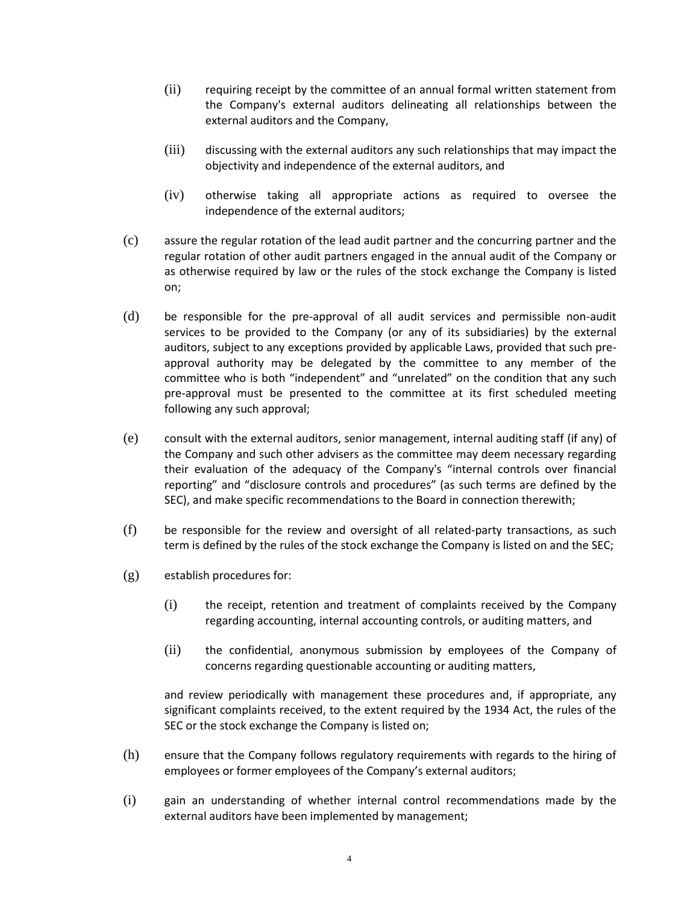(ii) requiring receipt by the committee of an annual formal written statement from the Company's external auditors delineating all relationships between the external auditors and the Company,

(iii) discussing with the external auditors any such relationships that may impact the objectivity and independence of the external auditors, and

(iv) otherwise taking all appropriate actions as required to oversee the independence of the external auditors;

(c) assure the regular rotation of the lead audit partner and the concurring partner and the regular rotation of other audit partners engaged in the annual audit of the Company or as otherwise required by law or the rules of the stock exchange the Company is listed on;

(d) be responsible for the pre-approval of all audit services and permissible non-audit services to be provided to the Company (or any of its subsidiaries) by the external auditors, subject to any exceptions provided by applicable Laws, provided that such pre-approval authority may be delegated by the committee to any member of the committee who is both "independent" and "unrelated" on the condition that any such pre-approval must be presented to the committee at its first scheduled meeting following any such approval;

(e) consult with the external auditors, senior management, internal auditing staff (if any) of the Company and such other advisers as the committee may deem necessary regarding their evaluation of the adequacy of the Company's "internal controls over financial reporting" and "disclosure controls and procedures" (as such terms are defined by the SEC), and make specific recommendations to the Board in connection therewith;

(f) be responsible for the review and oversight of all related-party transactions, as such term is defined by the rules of the stock exchange the Company is listed on and the SEC;

(g) establish procedures for:

(i) the receipt, retention and treatment of complaints received by the Company regarding accounting, internal accounting controls, or auditing matters, and

(ii) the confidential, anonymous submission by employees of the Company of concerns regarding questionable accounting or auditing matters,

and review periodically with management these procedures and, if appropriate, any significant complaints received, to the extent required by the 1934 Act, the rules of the SEC or the stock exchange the Company is listed on;

(h) ensure that the Company follows regulatory requirements with regards to the hiring of employees or former employees of the Company's external auditors;

(i) gain an understanding of whether internal control recommendations made by the external auditors have been implemented by management;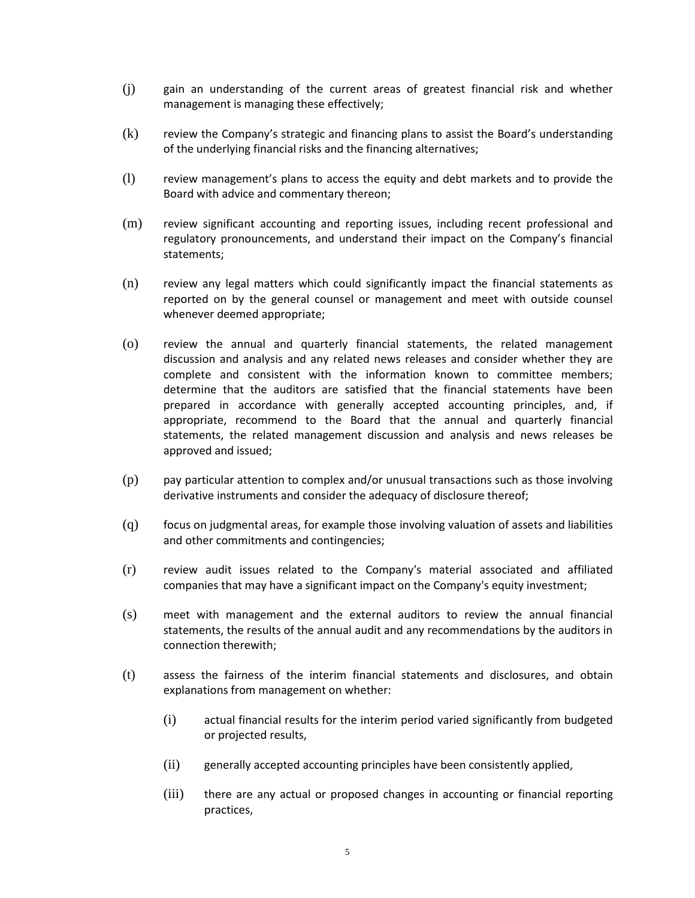(j) gain an understanding of the current areas of greatest financial risk and whether management is managing these effectively;

(k) review the Company's strategic and financing plans to assist the Board's understanding of the underlying financial risks and the financing alternatives;

(l) review management's plans to access the equity and debt markets and to provide the Board with advice and commentary thereon;

(m) review significant accounting and reporting issues, including recent professional and regulatory pronouncements, and understand their impact on the Company's financial statements;

(n) review any legal matters which could significantly impact the financial statements as reported on by the general counsel or management and meet with outside counsel whenever deemed appropriate;

(o) review the annual and quarterly financial statements, the related management discussion and analysis and any related news releases and consider whether they are complete and consistent with the information known to committee members; determine that the auditors are satisfied that the financial statements have been prepared in accordance with generally accepted accounting principles, and, if appropriate, recommend to the Board that the annual and quarterly financial statements, the related management discussion and analysis and news releases be approved and issued;

(p) pay particular attention to complex and/or unusual transactions such as those involving derivative instruments and consider the adequacy of disclosure thereof;

(q) focus on judgmental areas, for example those involving valuation of assets and liabilities and other commitments and contingencies;

(r) review audit issues related to the Company's material associated and affiliated companies that may have a significant impact on the Company's equity investment;

(s) meet with management and the external auditors to review the annual financial statements, the results of the annual audit and any recommendations by the auditors in connection therewith;

(t) assess the fairness of the interim financial statements and disclosures, and obtain explanations from management on whether:

 (i) actual financial results for the interim period varied significantly from budgeted or projected results,

 (ii) generally accepted accounting principles have been consistently applied,

 (iii) there are any actual or proposed changes in accounting or financial reporting practices,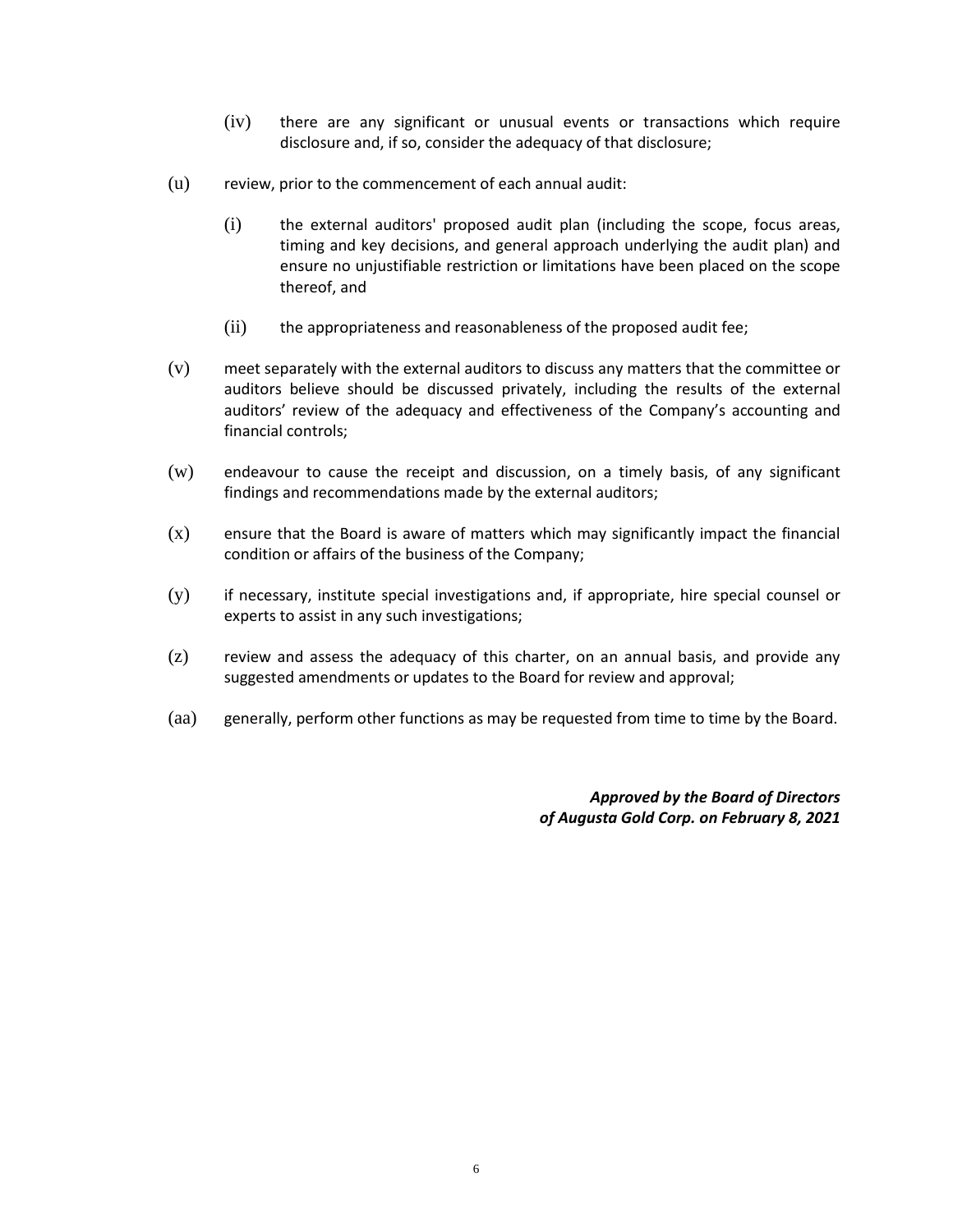(iv) there are any significant or unusual events or transactions which require disclosure and, if so, consider the adequacy of that disclosure;

(u) review, prior to the commencement of each annual audit:

(i) the external auditors' proposed audit plan (including the scope, focus areas, timing and key decisions, and general approach underlying the audit plan) and ensure no unjustifiable restriction or limitations have been placed on the scope thereof, and

(ii) the appropriateness and reasonableness of the proposed audit fee;

(v) meet separately with the external auditors to discuss any matters that the committee or auditors believe should be discussed privately, including the results of the external auditors' review of the adequacy and effectiveness of the Company's accounting and financial controls;

(w) endeavour to cause the receipt and discussion, on a timely basis, of any significant findings and recommendations made by the external auditors;

(x) ensure that the Board is aware of matters which may significantly impact the financial condition or affairs of the business of the Company;

(y) if necessary, institute special investigations and, if appropriate, hire special counsel or experts to assist in any such investigations;

(z) review and assess the adequacy of this charter, on an annual basis, and provide any suggested amendments or updates to the Board for review and approval;

(aa) generally, perform other functions as may be requested from time to time by the Board.

***Approved by the Board of Directors of Augusta Gold Corp. on February 8, 2021***